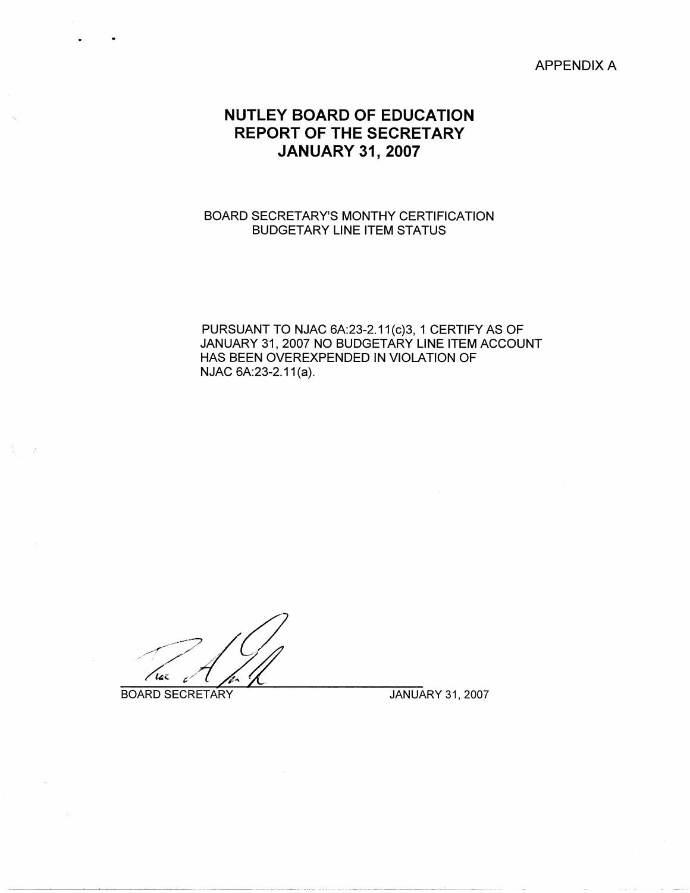APPENDIX A

# NUTLEY BOARD OF EDUCATION
# REPORT OF THE SECRETARY
# JANUARY 31, 2007

BOARD SECRETARY'S MONTHY CERTIFICATION
BUDGETARY LINE ITEM STATUS

PURSUANT TO NJAC 6A:23-2.11(c)3, 1 CERTIFY AS OF JANUARY 31, 2007 NO BUDGETARY LINE ITEM ACCOUNT HAS BEEN OVEREXPENDED IN VIOLATION OF NJAC 6A:23-2.11(a).

BOARD SECRETARY

JANUARY 31, 2007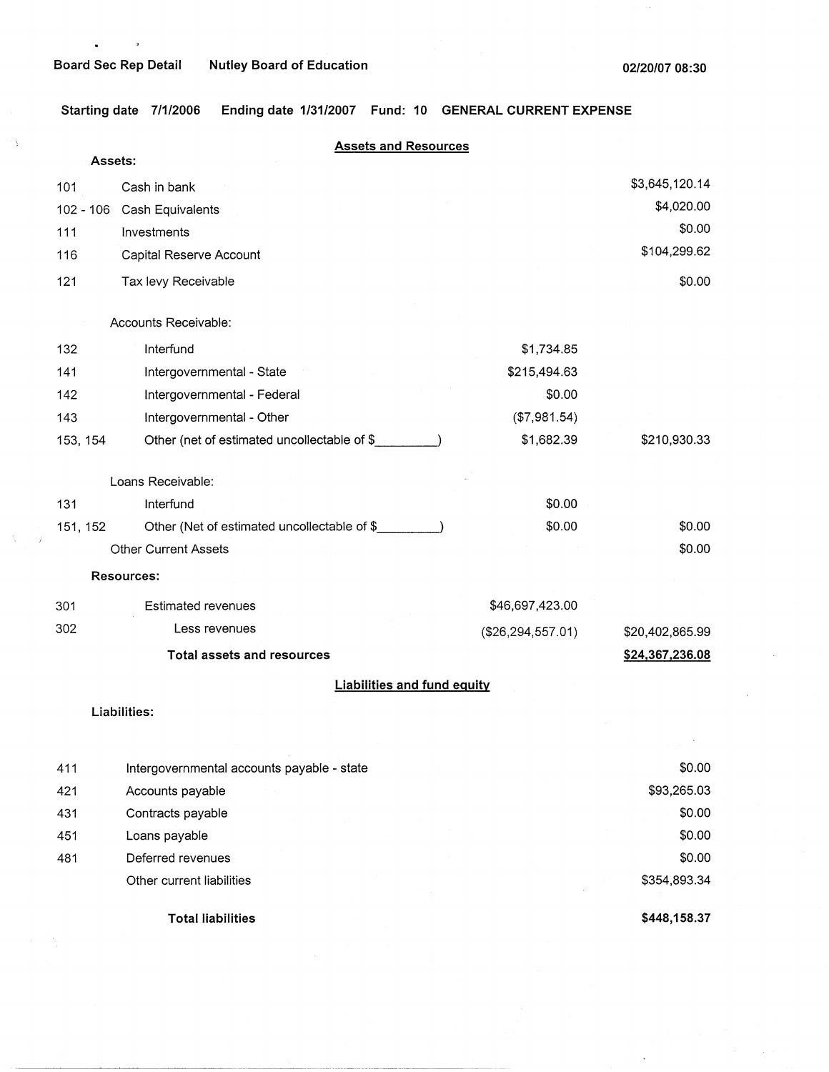Board Sec Rep Detail    Nutley Board of Education    02/20/07 08:30

**Starting date 7/1/2006    Ending date 1/31/2007    Fund: 10    GENERAL CURRENT EXPENSE**

## Assets and Resources

**Assets:**

| Code | Description | | Amount |
|---|---|---|---|
| 101 | Cash in bank | | $3,645,120.14 |
| 102 - 106 | Cash Equivalents | | $4,020.00 |
| 111 | Investments | | $0.00 |
| 116 | Capital Reserve Account | | $104,299.62 |
| 121 | Tax levy Receivable | | $0.00 |
| | Accounts Receivable: | | |
| 132 | Interfund | $1,734.85 | |
| 141 | Intergovernmental - State | $215,494.63 | |
| 142 | Intergovernmental - Federal | $0.00 | |
| 143 | Intergovernmental - Other | ($7,981.54) | |
| 153, 154 | Other (net of estimated uncollectable of $_________) | $1,682.39 | $210,930.33 |
| | Loans Receivable: | | |
| 131 | Interfund | $0.00 | |
| 151, 152 | Other (Net of estimated uncollectable of $_________) | $0.00 | $0.00 |
| | Other Current Assets | | $0.00 |

**Resources:**

| Code | Description | | Amount |
|---|---|---|---|
| 301 | Estimated revenues | $46,697,423.00 | |
| 302 | Less revenues | ($26,294,557.01) | $20,402,865.99 |
| | **Total assets and resources** | | **$24,367,236.08** |

## Liabilities and fund equity

**Liabilities:**

| Code | Description | Amount |
|---|---|---|
| 411 | Intergovernmental accounts payable - state | $0.00 |
| 421 | Accounts payable | $93,265.03 |
| 431 | Contracts payable | $0.00 |
| 451 | Loans payable | $0.00 |
| 481 | Deferred revenues | $0.00 |
| | Other current liabilities | $354,893.34 |
| | **Total liabilities** | **$448,158.37** |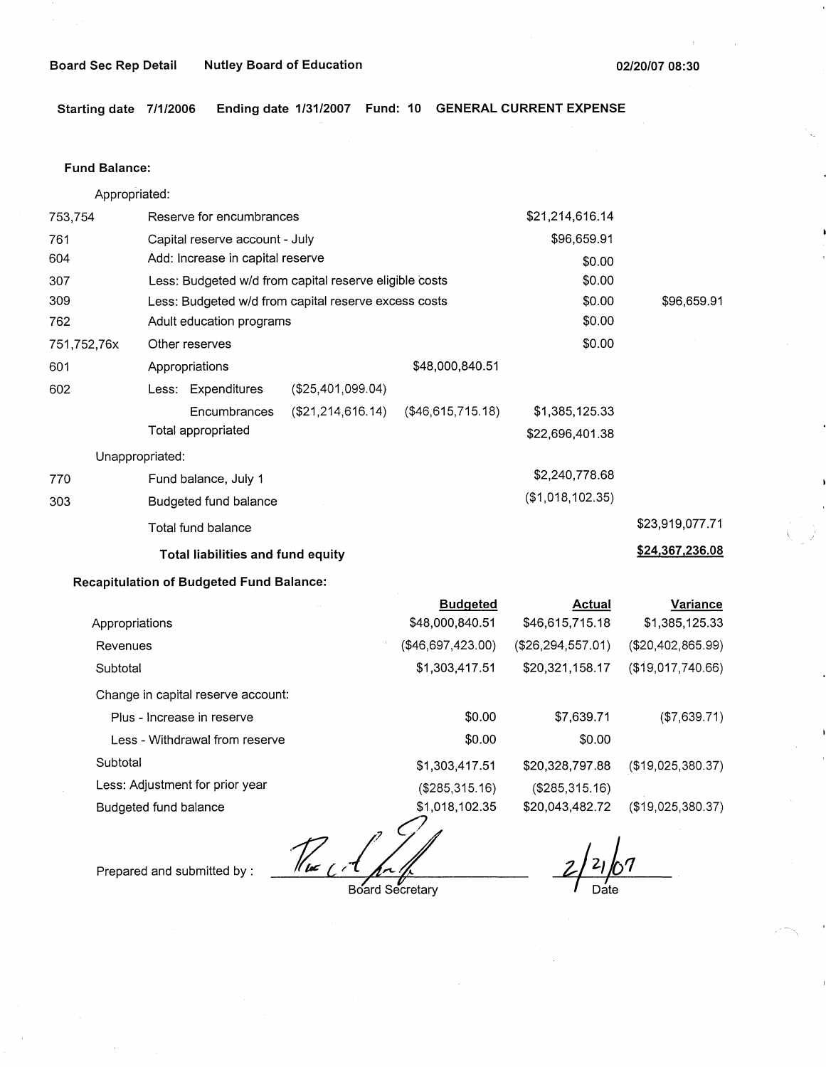Board Sec Rep Detail    Nutley Board of Education    02/20/07 08:30

**Starting date 7/1/2006    Ending date 1/31/2007    Fund: 10    GENERAL CURRENT EXPENSE**

**Fund Balance:**

| | | | | | |
|---|---|---|---|---|---|
| | Appropriated: | | | | |
| 753,754 | Reserve for encumbrances | | | $21,214,616.14 | |
| 761 | Capital reserve account - July | | | $96,659.91 | |
| 604 | Add: Increase in capital reserve | | | $0.00 | |
| 307 | Less: Budgeted w/d from capital reserve eligible costs | | | $0.00 | |
| 309 | Less: Budgeted w/d from capital reserve excess costs | | | $0.00 | $96,659.91 |
| 762 | Adult education programs | | | $0.00 | |
| 751,752,76x | Other reserves | | | $0.00 | |
| 601 | Appropriations | | $48,000,840.51 | | |
| 602 | Less: Expenditures | ($25,401,099.04) | | | |
| | Encumbrances | ($21,214,616.14) | ($46,615,715.18) | $1,385,125.33 | |
| | Total appropriated | | | $22,696,401.38 | |
| | Unappropriated: | | | | |
| 770 | Fund balance, July 1 | | | $2,240,778.68 | |
| 303 | Budgeted fund balance | | | ($1,018,102.35) | |
| | Total fund balance | | | | $23,919,077.71 |
| | **Total liabilities and fund equity** | | | | **$24,367,236.08** |

**Recapitulation of Budgeted Fund Balance:**

| | Budgeted | Actual | Variance |
|---|---|---|---|
| Appropriations | $48,000,840.51 | $46,615,715.18 | $1,385,125.33 |
| Revenues | ($46,697,423.00) | ($26,294,557.01) | ($20,402,865.99) |
| Subtotal | $1,303,417.51 | $20,321,158.17 | ($19,017,740.66) |
| Change in capital reserve account: | | | |
| Plus - Increase in reserve | $0.00 | $7,639.71 | ($7,639.71) |
| Less - Withdrawal from reserve | $0.00 | $0.00 | |
| Subtotal | $1,303,417.51 | $20,328,797.88 | ($19,025,380.37) |
| Less: Adjustment for prior year | ($285,315.16) | ($285,315.16) | |
| Budgeted fund balance | $1,018,102.35 | $20,043,482.72 | ($19,025,380.37) |

Prepared and submitted by : ______________________ Board Secretary    2/21/07 Date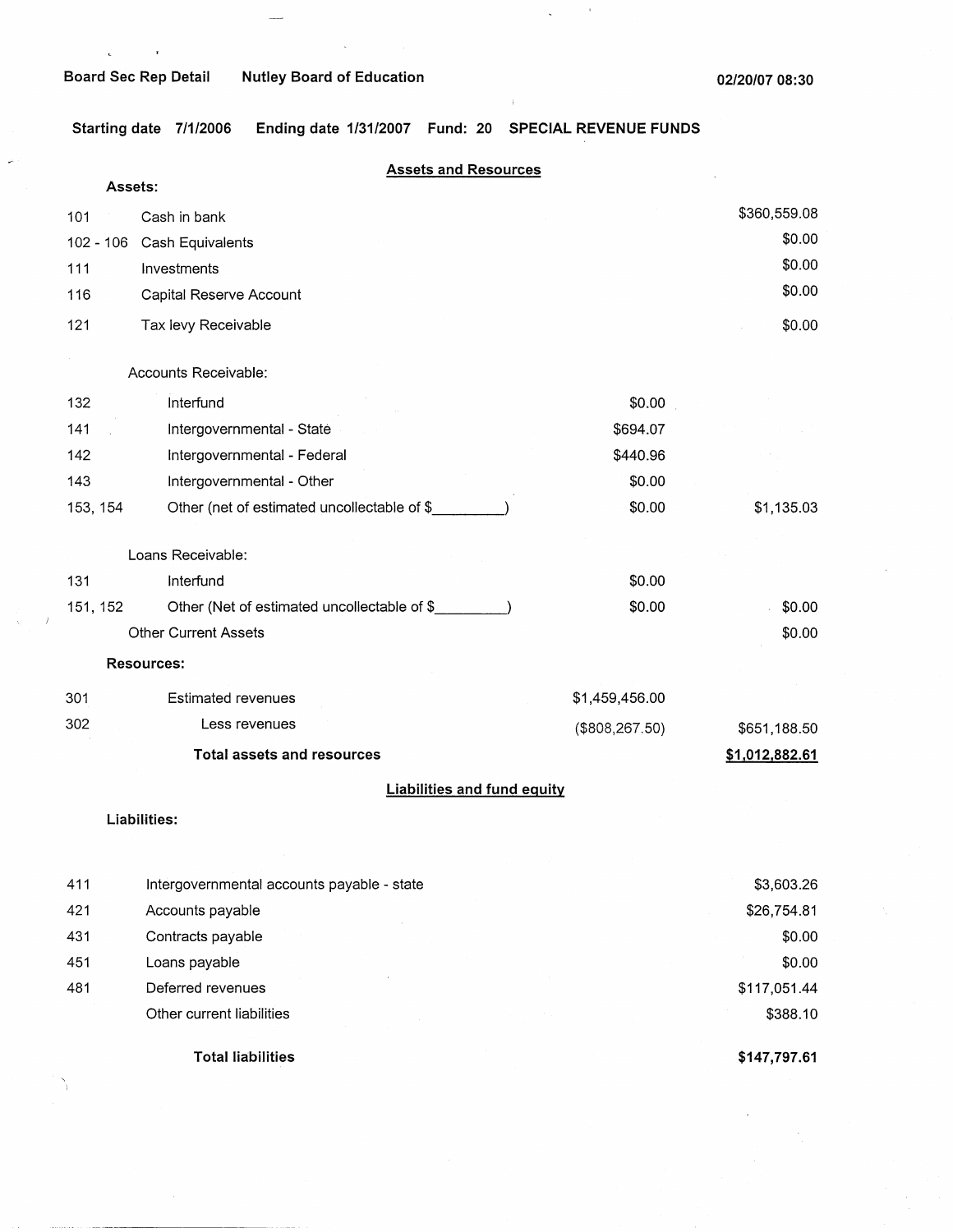Board Sec Rep Detail    Nutley Board of Education    02/20/07 08:30

Starting date 7/1/2006    Ending date 1/31/2007    Fund: 20    SPECIAL REVENUE FUNDS

## Assets and Resources

**Assets:**

| Code | Description | | Amount |
|---|---|---|---|
| 101 | Cash in bank | | $360,559.08 |
| 102 - 106 | Cash Equivalents | | $0.00 |
| 111 | Investments | | $0.00 |
| 116 | Capital Reserve Account | | $0.00 |
| 121 | Tax levy Receivable | | $0.00 |
| | Accounts Receivable: | | |
| 132 | Interfund | $0.00 | |
| 141 | Intergovernmental - State | $694.07 | |
| 142 | Intergovernmental - Federal | $440.96 | |
| 143 | Intergovernmental - Other | $0.00 | |
| 153, 154 | Other (net of estimated uncollectable of $_________) | $0.00 | $1,135.03 |
| | Loans Receivable: | | |
| 131 | Interfund | $0.00 | |
| 151, 152 | Other (Net of estimated uncollectable of $_________) | $0.00 | $0.00 |
| | Other Current Assets | | $0.00 |

**Resources:**

| Code | Description | | Amount |
|---|---|---|---|
| 301 | Estimated revenues | $1,459,456.00 | |
| 302 | Less revenues | ($808,267.50) | $651,188.50 |
| | **Total assets and resources** | | **$1,012,882.61** |

## Liabilities and fund equity

**Liabilities:**

| Code | Description | Amount |
|---|---|---|
| 411 | Intergovernmental accounts payable - state | $3,603.26 |
| 421 | Accounts payable | $26,754.81 |
| 431 | Contracts payable | $0.00 |
| 451 | Loans payable | $0.00 |
| 481 | Deferred revenues | $117,051.44 |
| | Other current liabilities | $388.10 |
| | **Total liabilities** | **$147,797.61** |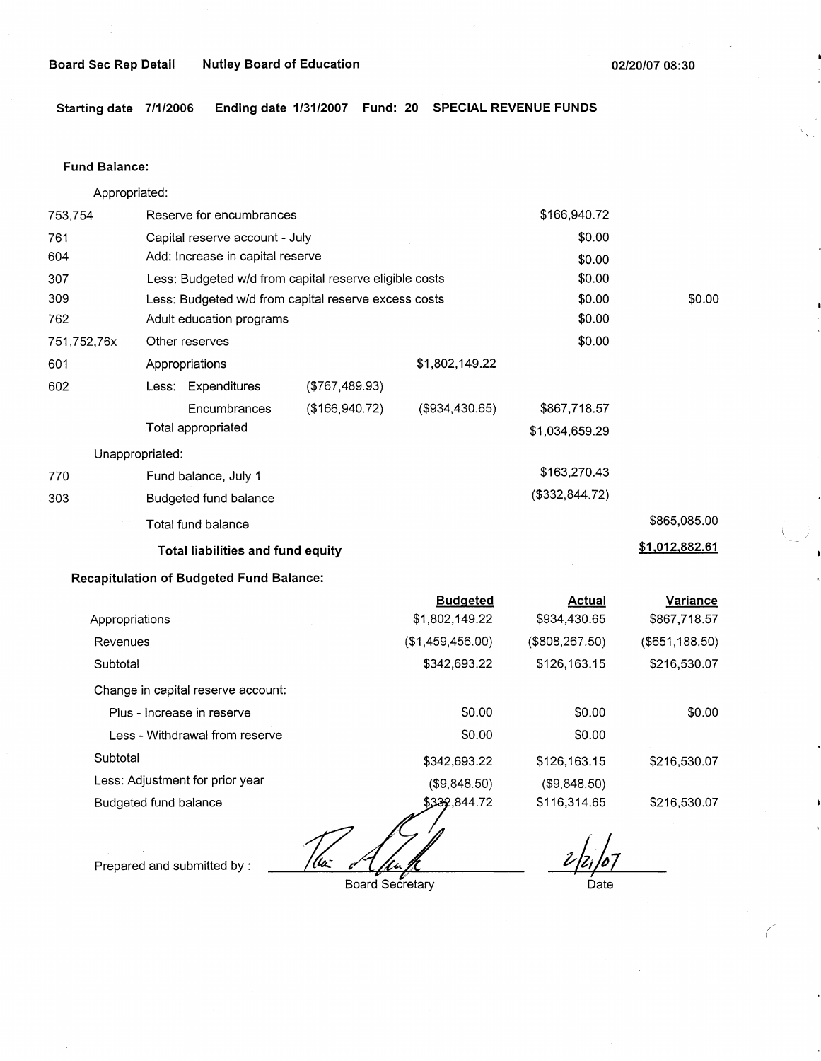Board Sec Rep Detail Nutley Board of Education 02/20/07 08:30

**Starting date 7/1/2006 Ending date 1/31/2007 Fund: 20 SPECIAL REVENUE FUNDS**

**Fund Balance:**

| | | | | | |
|---|---|---|---|---|---|
| | Appropriated: | | | | |
| 753,754 | Reserve for encumbrances | | | $166,940.72 | |
| 761 | Capital reserve account - July | | | $0.00 | |
| 604 | Add: Increase in capital reserve | | | $0.00 | |
| 307 | Less: Budgeted w/d from capital reserve eligible costs | | | $0.00 | |
| 309 | Less: Budgeted w/d from capital reserve excess costs | | | $0.00 | $0.00 |
| 762 | Adult education programs | | | $0.00 | |
| 751,752,76x | Other reserves | | | $0.00 | |
| 601 | Appropriations | | $1,802,149.22 | | |
| 602 | Less: Expenditures | ($767,489.93) | | | |
| | Encumbrances | ($166,940.72) | ($934,430.65) | $867,718.57 | |
| | Total appropriated | | | $1,034,659.29 | |
| | Unappropriated: | | | | |
| 770 | Fund balance, July 1 | | | $163,270.43 | |
| 303 | Budgeted fund balance | | | ($332,844.72) | |
| | Total fund balance | | | | $865,085.00 |
| | **Total liabilities and fund equity** | | | | **$1,012,882.61** |

**Recapitulation of Budgeted Fund Balance:**

| | Budgeted | Actual | Variance |
|---|---|---|---|
| Appropriations | $1,802,149.22 | $934,430.65 | $867,718.57 |
| Revenues | ($1,459,456.00) | ($808,267.50) | ($651,188.50) |
| Subtotal | $342,693.22 | $126,163.15 | $216,530.07 |
| Change in capital reserve account: | | | |
| Plus - Increase in reserve | $0.00 | $0.00 | $0.00 |
| Less - Withdrawal from reserve | $0.00 | $0.00 | |
| Subtotal | $342,693.22 | $126,163.15 | $216,530.07 |
| Less: Adjustment for prior year | ($9,848.50) | ($9,848.50) | |
| Budgeted fund balance | $332,844.72 | $116,314.65 | $216,530.07 |

Prepared and submitted by : _______________ Board Secretary    2/21/07 Date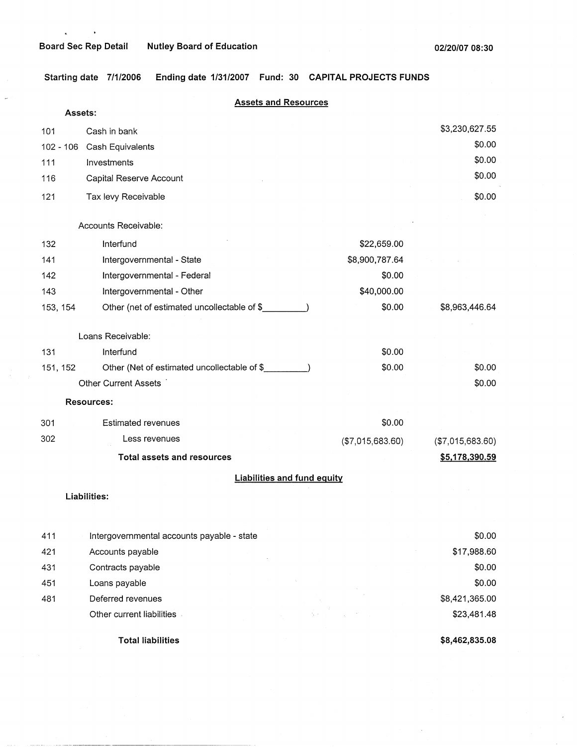Board Sec Rep Detail     Nutley Board of Education     02/20/07 08:30

**Starting date 7/1/2006   Ending date 1/31/2007   Fund: 30   CAPITAL PROJECTS FUNDS**

## Assets and Resources

**Assets:**

| Code | Description | | |
|---|---|---|---|
| 101 | Cash in bank | | $3,230,627.55 |
| 102 - 106 | Cash Equivalents | | $0.00 |
| 111 | Investments | | $0.00 |
| 116 | Capital Reserve Account | | $0.00 |
| 121 | Tax levy Receivable | | $0.00 |
| | Accounts Receivable: | | |
| 132 | Interfund | $22,659.00 | |
| 141 | Intergovernmental - State | $8,900,787.64 | |
| 142 | Intergovernmental - Federal | $0.00 | |
| 143 | Intergovernmental - Other | $40,000.00 | |
| 153, 154 | Other (net of estimated uncollectable of $_________) | $0.00 | $8,963,446.64 |
| | Loans Receivable: | | |
| 131 | Interfund | $0.00 | |
| 151, 152 | Other (Net of estimated uncollectable of $_________) | $0.00 | $0.00 |
| | Other Current Assets | | $0.00 |

**Resources:**

| Code | Description | | |
|---|---|---|---|
| 301 | Estimated revenues | $0.00 | |
| 302 | Less revenues | ($7,015,683.60) | ($7,015,683.60) |
| | **Total assets and resources** | | **$5,178,390.59** |

## Liabilities and fund equity

**Liabilities:**

| Code | Description | |
|---|---|---|
| 411 | Intergovernmental accounts payable - state | $0.00 |
| 421 | Accounts payable | $17,988.60 |
| 431 | Contracts payable | $0.00 |
| 451 | Loans payable | $0.00 |
| 481 | Deferred revenues | $8,421,365.00 |
| | Other current liabilities | $23,481.48 |
| | **Total liabilities** | **$8,462,835.08** |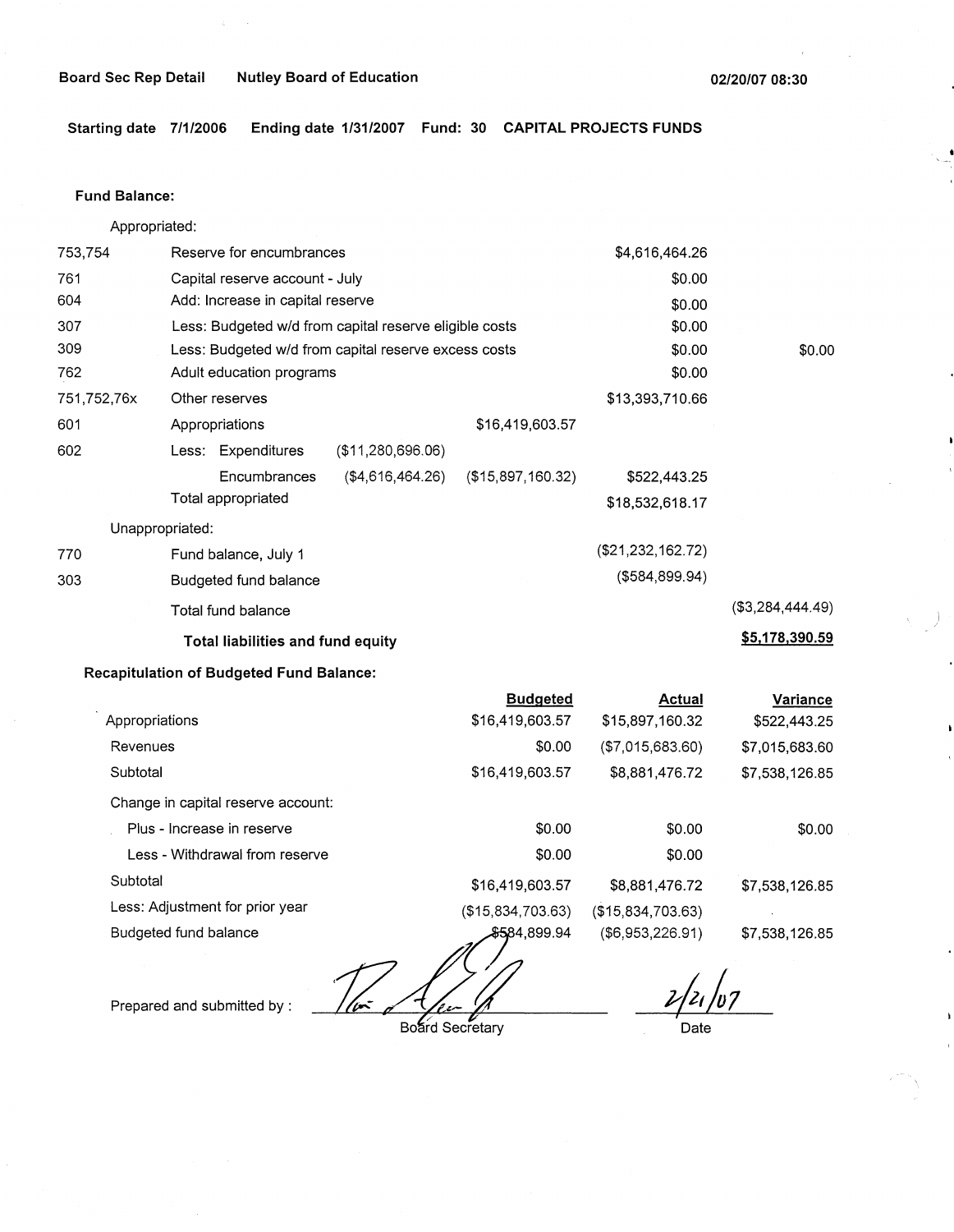Board Sec Rep Detail    Nutley Board of Education    02/20/07 08:30

Starting date 7/1/2006    Ending date 1/31/2007    Fund: 30    CAPITAL PROJECTS FUNDS

**Fund Balance:**

Appropriated:

| | | | | | |
|---|---|---|---|---|---|
| 753,754 | Reserve for encumbrances | | | $4,616,464.26 | |
| 761 | Capital reserve account - July | | | $0.00 | |
| 604 | Add: Increase in capital reserve | | | $0.00 | |
| 307 | Less: Budgeted w/d from capital reserve eligible costs | | | $0.00 | |
| 309 | Less: Budgeted w/d from capital reserve excess costs | | | $0.00 | $0.00 |
| 762 | Adult education programs | | | $0.00 | |
| 751,752,76x | Other reserves | | | $13,393,710.66 | |
| 601 | Appropriations | | $16,419,603.57 | | |
| 602 | Less: Expenditures | ($11,280,696.06) | | | |
| | Encumbrances | ($4,616,464.26) | ($15,897,160.32) | $522,443.25 | |
| | Total appropriated | | | $18,532,618.17 | |
| | Unappropriated: | | | | |
| 770 | Fund balance, July 1 | | | ($21,232,162.72) | |
| 303 | Budgeted fund balance | | | ($584,899.94) | |
| | Total fund balance | | | | ($3,284,444.49) |
| | **Total liabilities and fund equity** | | | | **$5,178,390.59** |

**Recapitulation of Budgeted Fund Balance:**

| | Budgeted | Actual | Variance |
|---|---|---|---|
| Appropriations | $16,419,603.57 | $15,897,160.32 | $522,443.25 |
| Revenues | $0.00 | ($7,015,683.60) | $7,015,683.60 |
| Subtotal | $16,419,603.57 | $8,881,476.72 | $7,538,126.85 |
| Change in capital reserve account: | | | |
| Plus - Increase in reserve | $0.00 | $0.00 | $0.00 |
| Less - Withdrawal from reserve | $0.00 | $0.00 | |
| Subtotal | $16,419,603.57 | $8,881,476.72 | $7,538,126.85 |
| Less: Adjustment for prior year | ($15,834,703.63) | ($15,834,703.63) | |
| Budgeted fund balance | $584,899.94 | ($6,953,226.91) | $7,538,126.85 |

Prepared and submitted by : _______________ Board Secretary    2/21/07 Date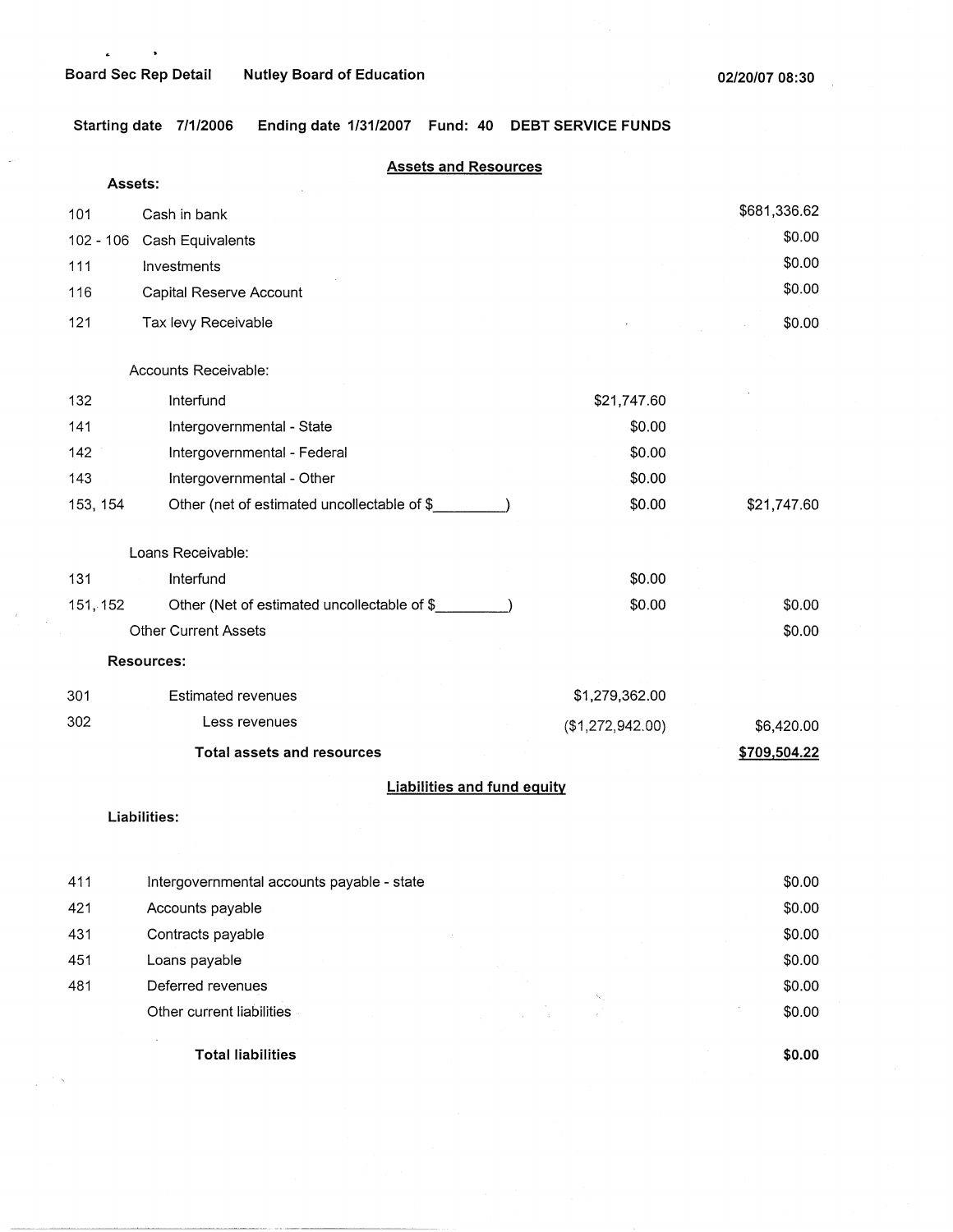Board Sec Rep Detail    Nutley Board of Education    02/20/07 08:30

Starting date 7/1/2006    Ending date 1/31/2007    Fund: 40    DEBT SERVICE FUNDS

## Assets and Resources

**Assets:**

| Code | Description | | |
|---|---|---|---|
| 101 | Cash in bank | | $681,336.62 |
| 102 - 106 | Cash Equivalents | | $0.00 |
| 111 | Investments | | $0.00 |
| 116 | Capital Reserve Account | | $0.00 |
| 121 | Tax levy Receivable | | $0.00 |
| | Accounts Receivable: | | |
| 132 | Interfund | $21,747.60 | |
| 141 | Intergovernmental - State | $0.00 | |
| 142 | Intergovernmental - Federal | $0.00 | |
| 143 | Intergovernmental - Other | $0.00 | |
| 153, 154 | Other (net of estimated uncollectable of $_________) | $0.00 | $21,747.60 |
| | Loans Receivable: | | |
| 131 | Interfund | $0.00 | |
| 151, 152 | Other (Net of estimated uncollectable of $_________) | $0.00 | $0.00 |
| | Other Current Assets | | $0.00 |
| | **Resources:** | | |
| 301 | Estimated revenues | $1,279,362.00 | |
| 302 | Less revenues | ($1,272,942.00) | $6,420.00 |
| | **Total assets and resources** | | **$709,504.22** |

## Liabilities and fund equity

**Liabilities:**

| Code | Description | |
|---|---|---|
| 411 | Intergovernmental accounts payable - state | $0.00 |
| 421 | Accounts payable | $0.00 |
| 431 | Contracts payable | $0.00 |
| 451 | Loans payable | $0.00 |
| 481 | Deferred revenues | $0.00 |
| | Other current liabilities | $0.00 |
| | **Total liabilities** | **$0.00** |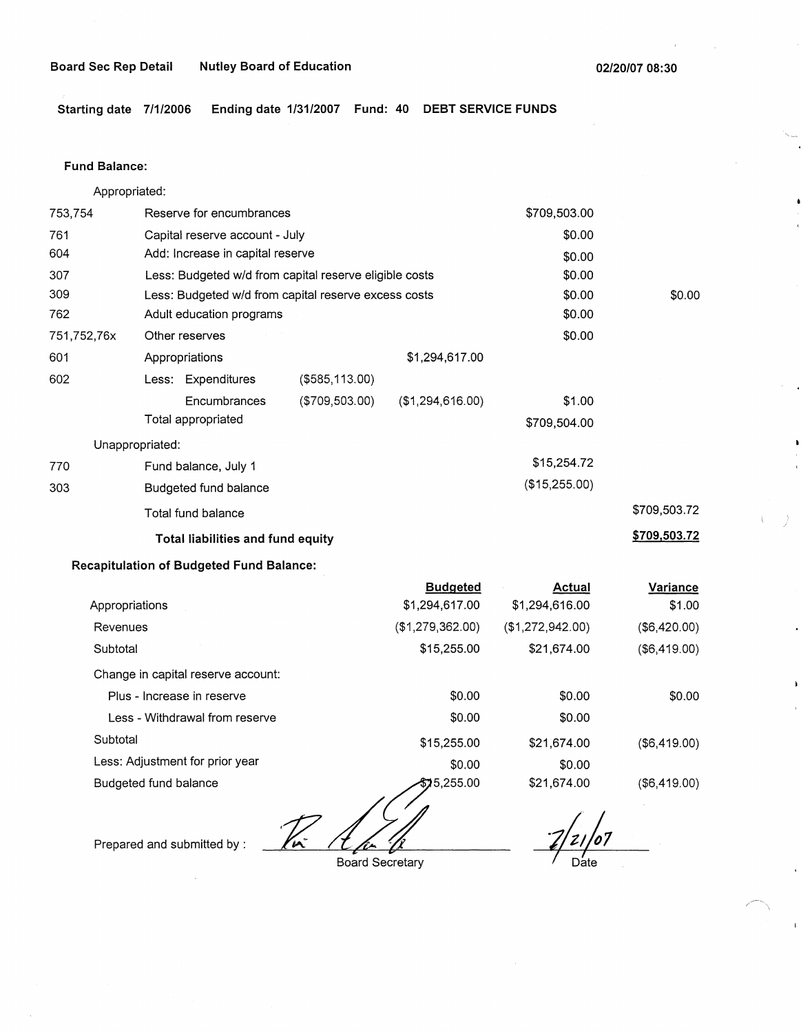**Board Sec Rep Detail** **Nutley Board of Education** **02/20/07 08:30**

**Starting date 7/1/2006 Ending date 1/31/2007 Fund: 40 DEBT SERVICE FUNDS**

**Fund Balance:**

| | | | | | |
|---|---|---|---|---|---|
| | Appropriated: | | | | |
| 753,754 | Reserve for encumbrances | | | $709,503.00 | |
| 761 | Capital reserve account - July | | | $0.00 | |
| 604 | Add: Increase in capital reserve | | | $0.00 | |
| 307 | Less: Budgeted w/d from capital reserve eligible costs | | | $0.00 | |
| 309 | Less: Budgeted w/d from capital reserve excess costs | | | $0.00 | $0.00 |
| 762 | Adult education programs | | | $0.00 | |
| 751,752,76x | Other reserves | | | $0.00 | |
| 601 | Appropriations | | $1,294,617.00 | | |
| 602 | Less: Expenditures | ($585,113.00) | | | |
| | Encumbrances | ($709,503.00) | ($1,294,616.00) | $1.00 | |
| | Total appropriated | | | $709,504.00 | |
| | Unappropriated: | | | | |
| 770 | Fund balance, July 1 | | | $15,254.72 | |
| 303 | Budgeted fund balance | | | ($15,255.00) | |
| | Total fund balance | | | | $709,503.72 |
| | **Total liabilities and fund equity** | | | | **$709,503.72** |

**Recapitulation of Budgeted Fund Balance:**

| | Budgeted | Actual | Variance |
|---|---|---|---|
| Appropriations | $1,294,617.00 | $1,294,616.00 | $1.00 |
| Revenues | ($1,279,362.00) | ($1,272,942.00) | ($6,420.00) |
| Subtotal | $15,255.00 | $21,674.00 | ($6,419.00) |
| Change in capital reserve account: | | | |
| Plus - Increase in reserve | $0.00 | $0.00 | $0.00 |
| Less - Withdrawal from reserve | $0.00 | $0.00 | |
| Subtotal | $15,255.00 | $21,674.00 | ($6,419.00) |
| Less: Adjustment for prior year | $0.00 | $0.00 | |
| Budgeted fund balance | $15,255.00 | $21,674.00 | ($6,419.00) |

Prepared and submitted by : ______________________ Board Secretary

2/21/07
Date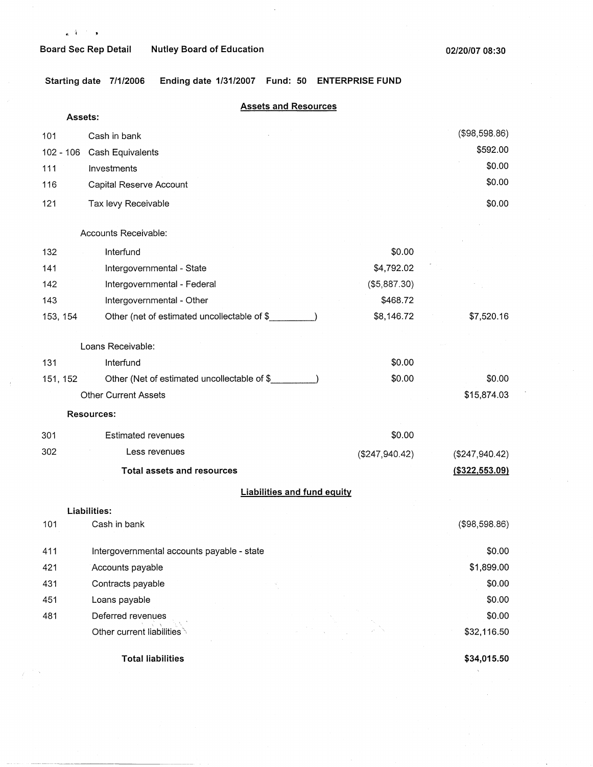Board Sec Rep Detail    Nutley Board of Education    02/20/07 08:30

Starting date 7/1/2006    Ending date 1/31/2007    Fund: 50    ENTERPRISE FUND

## Assets and Resources

**Assets:**

| | | | |
|---|---|---|---|
| 101 | Cash in bank | | ($98,598.86) |
| 102 - 106 | Cash Equivalents | | $592.00 |
| 111 | Investments | | $0.00 |
| 116 | Capital Reserve Account | | $0.00 |
| 121 | Tax levy Receivable | | $0.00 |
| | Accounts Receivable: | | |
| 132 | Interfund | $0.00 | |
| 141 | Intergovernmental - State | $4,792.02 | |
| 142 | Intergovernmental - Federal | ($5,887.30) | |
| 143 | Intergovernmental - Other | $468.72 | |
| 153, 154 | Other (net of estimated uncollectable of $_________) | $8,146.72 | $7,520.16 |
| | Loans Receivable: | | |
| 131 | Interfund | $0.00 | |
| 151, 152 | Other (Net of estimated uncollectable of $_________) | $0.00 | $0.00 |
| | Other Current Assets | | $15,874.03 |

**Resources:**

| | | | |
|---|---|---|---|
| 301 | Estimated revenues | $0.00 | |
| 302 | Less revenues | ($247,940.42) | ($247,940.42) |
| | **Total assets and resources** | | **($322,553.09)** |

## Liabilities and fund equity

**Liabilities:**

| | | |
|---|---|---|
| 101 | Cash in bank | ($98,598.86) |
| 411 | Intergovernmental accounts payable - state | $0.00 |
| 421 | Accounts payable | $1,899.00 |
| 431 | Contracts payable | $0.00 |
| 451 | Loans payable | $0.00 |
| 481 | Deferred revenues | $0.00 |
| | Other current liabilities | $32,116.50 |
| | **Total liabilities** | **$34,015.50** |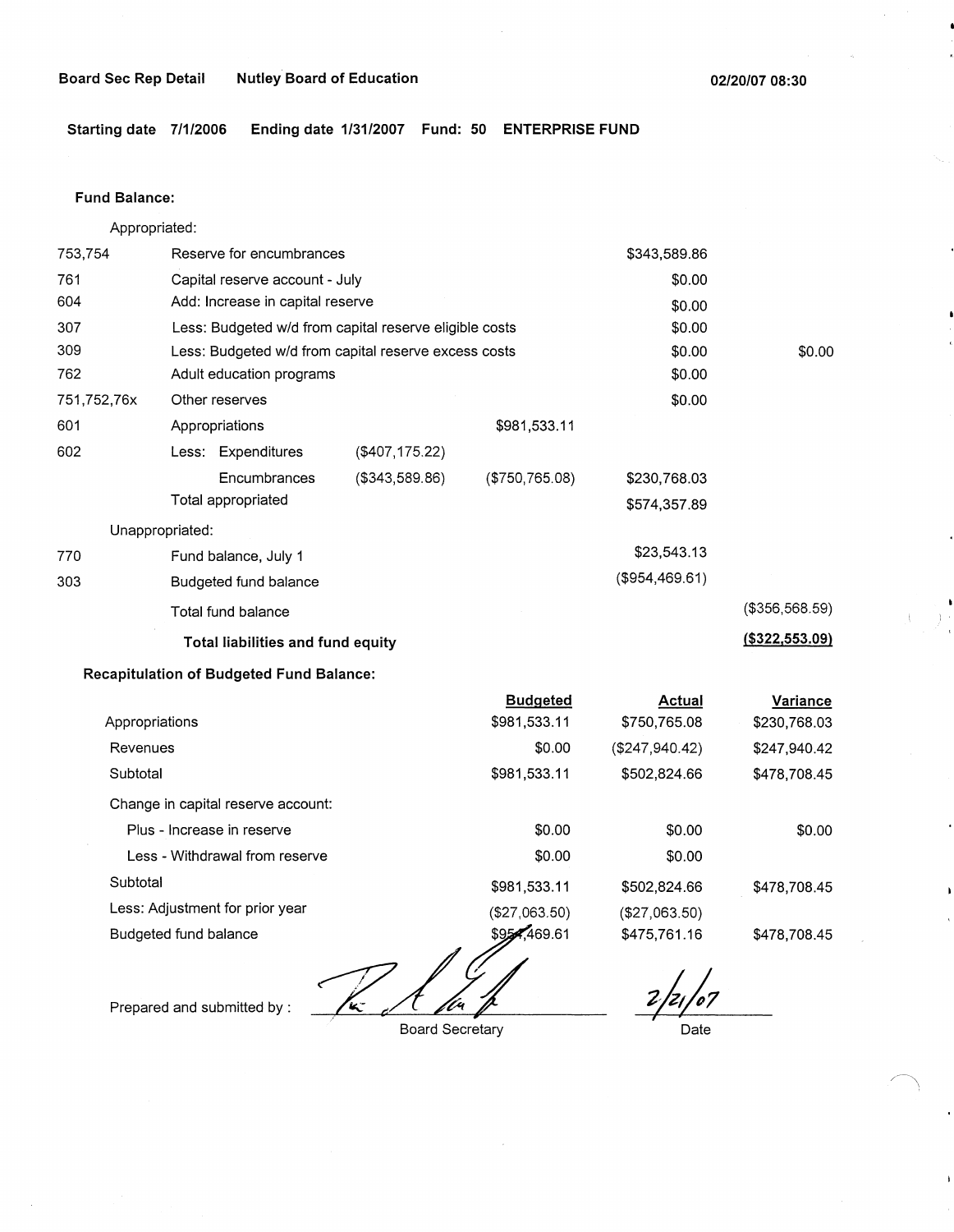**Board Sec Rep Detail** **Nutley Board of Education** **02/20/07 08:30**

**Starting date 7/1/2006** **Ending date 1/31/2007** **Fund: 50** **ENTERPRISE FUND**

**Fund Balance:**

| | | | | | |
|---|---|---|---|---|---|
| Appropriated: | | | | | |
| 753,754 | Reserve for encumbrances | | | $343,589.86 | |
| 761 | Capital reserve account - July | | | $0.00 | |
| 604 | Add: Increase in capital reserve | | | $0.00 | |
| 307 | Less: Budgeted w/d from capital reserve eligible costs | | | $0.00 | |
| 309 | Less: Budgeted w/d from capital reserve excess costs | | | $0.00 | $0.00 |
| 762 | Adult education programs | | | $0.00 | |
| 751,752,76x | Other reserves | | | $0.00 | |
| 601 | Appropriations | | $981,533.11 | | |
| 602 | Less: Expenditures | ($407,175.22) | | | |
| | Encumbrances | ($343,589.86) | ($750,765.08) | $230,768.03 | |
| | Total appropriated | | | $574,357.89 | |
| Unappropriated: | | | | | |
| 770 | Fund balance, July 1 | | | $23,543.13 | |
| 303 | Budgeted fund balance | | | ($954,469.61) | |
| | Total fund balance | | | | ($356,568.59) |
| | **Total liabilities and fund equity** | | | | **($322,553.09)** |

**Recapitulation of Budgeted Fund Balance:**

| | Budgeted | Actual | Variance |
|---|---|---|---|
| Appropriations | $981,533.11 | $750,765.08 | $230,768.03 |
| Revenues | $0.00 | ($247,940.42) | $247,940.42 |
| Subtotal | $981,533.11 | $502,824.66 | $478,708.45 |
| Change in capital reserve account: | | | |
| Plus - Increase in reserve | $0.00 | $0.00 | $0.00 |
| Less - Withdrawal from reserve | $0.00 | $0.00 | |
| Subtotal | $981,533.11 | $502,824.66 | $478,708.45 |
| Less: Adjustment for prior year | ($27,063.50) | ($27,063.50) | |
| Budgeted fund balance | $954,469.61 | $475,761.16 | $478,708.45 |

Prepared and submitted by : ____________________ Board Secretary    2/21/07 Date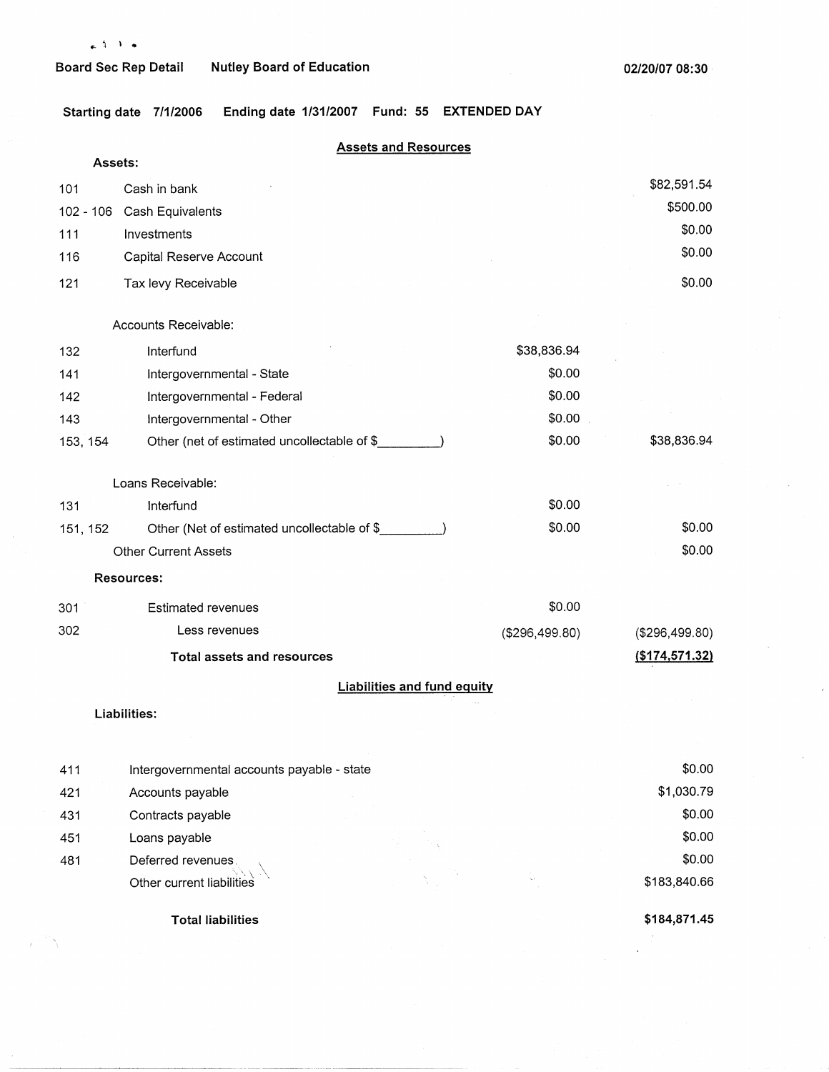Board Sec Rep Detail    Nutley Board of Education    02/20/07 08:30

Starting date 7/1/2006    Ending date 1/31/2007    Fund: 55    EXTENDED DAY

## Assets and Resources

**Assets:**

| Code | Description | | Amount |
|---|---|---|---|
| 101 | Cash in bank | | $82,591.54 |
| 102 - 106 | Cash Equivalents | | $500.00 |
| 111 | Investments | | $0.00 |
| 116 | Capital Reserve Account | | $0.00 |
| 121 | Tax levy Receivable | | $0.00 |
| | Accounts Receivable: | | |
| 132 | Interfund | $38,836.94 | |
| 141 | Intergovernmental - State | $0.00 | |
| 142 | Intergovernmental - Federal | $0.00 | |
| 143 | Intergovernmental - Other | $0.00 | |
| 153, 154 | Other (net of estimated uncollectable of $_________) | $0.00 | $38,836.94 |
| | Loans Receivable: | | |
| 131 | Interfund | $0.00 | |
| 151, 152 | Other (Net of estimated uncollectable of $_________) | $0.00 | $0.00 |
| | Other Current Assets | | $0.00 |

**Resources:**

| Code | Description | | Amount |
|---|---|---|---|
| 301 | Estimated revenues | $0.00 | |
| 302 | Less revenues | ($296,499.80) | ($296,499.80) |
| | **Total assets and resources** | | **($174,571.32)** |

## Liabilities and fund equity

**Liabilities:**

| Code | Description | Amount |
|---|---|---|
| 411 | Intergovernmental accounts payable - state | $0.00 |
| 421 | Accounts payable | $1,030.79 |
| 431 | Contracts payable | $0.00 |
| 451 | Loans payable | $0.00 |
| 481 | Deferred revenues | $0.00 |
| | Other current liabilities | $183,840.66 |
| | **Total liabilities** | **$184,871.45** |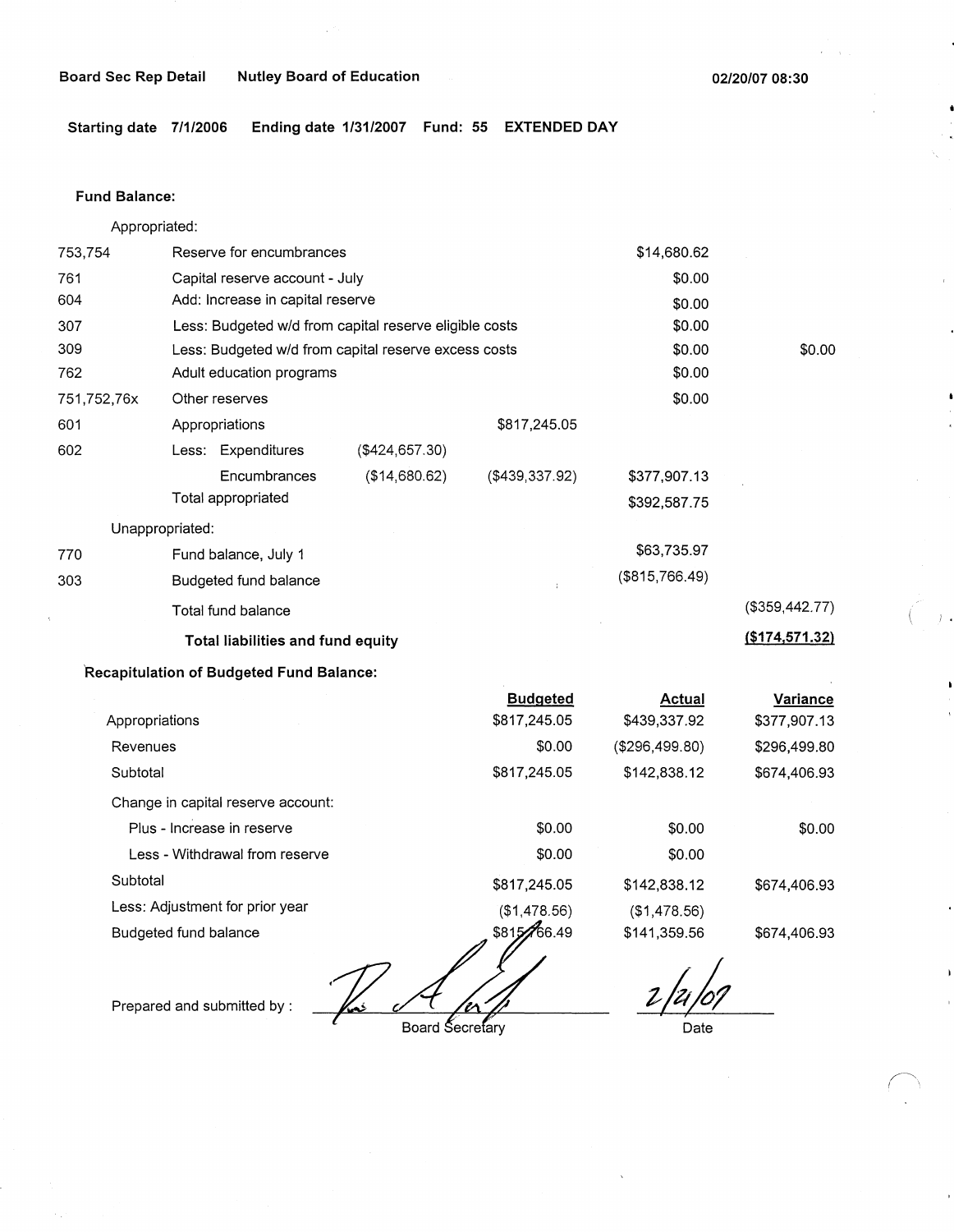Board Sec Rep Detail    Nutley Board of Education    02/20/07 08:30

Starting date 7/1/2006    Ending date 1/31/2007    Fund: 55    EXTENDED DAY

**Fund Balance:**

| | | | | | |
|---|---|---|---|---|---|
| | Appropriated: | | | | |
| 753,754 | Reserve for encumbrances | | | $14,680.62 | |
| 761 | Capital reserve account - July | | | $0.00 | |
| 604 | Add: Increase in capital reserve | | | $0.00 | |
| 307 | Less: Budgeted w/d from capital reserve eligible costs | | | $0.00 | |
| 309 | Less: Budgeted w/d from capital reserve excess costs | | | $0.00 | $0.00 |
| 762 | Adult education programs | | | $0.00 | |
| 751,752,76x | Other reserves | | | $0.00 | |
| 601 | Appropriations | | $817,245.05 | | |
| 602 | Less: Expenditures | ($424,657.30) | | | |
| | Encumbrances | ($14,680.62) | ($439,337.92) | $377,907.13 | |
| | Total appropriated | | | $392,587.75 | |
| | Unappropriated: | | | | |
| 770 | Fund balance, July 1 | | | $63,735.97 | |
| 303 | Budgeted fund balance | | | ($815,766.49) | |
| | Total fund balance | | | | ($359,442.77) |
| | **Total liabilities and fund equity** | | | | **($174,571.32)** |

**Recapitulation of Budgeted Fund Balance:**

| | Budgeted | Actual | Variance |
|---|---|---|---|
| Appropriations | $817,245.05 | $439,337.92 | $377,907.13 |
| Revenues | $0.00 | ($296,499.80) | $296,499.80 |
| Subtotal | $817,245.05 | $142,838.12 | $674,406.93 |
| Change in capital reserve account: | | | |
| Plus - Increase in reserve | $0.00 | $0.00 | $0.00 |
| Less - Withdrawal from reserve | $0.00 | $0.00 | |
| Subtotal | $817,245.05 | $142,838.12 | $674,406.93 |
| Less: Adjustment for prior year | ($1,478.56) | ($1,478.56) | |
| Budgeted fund balance | $815,766.49 | $141,359.56 | $674,406.93 |

Prepared and submitted by : ______________________ Board Secretary    2/21/07 Date